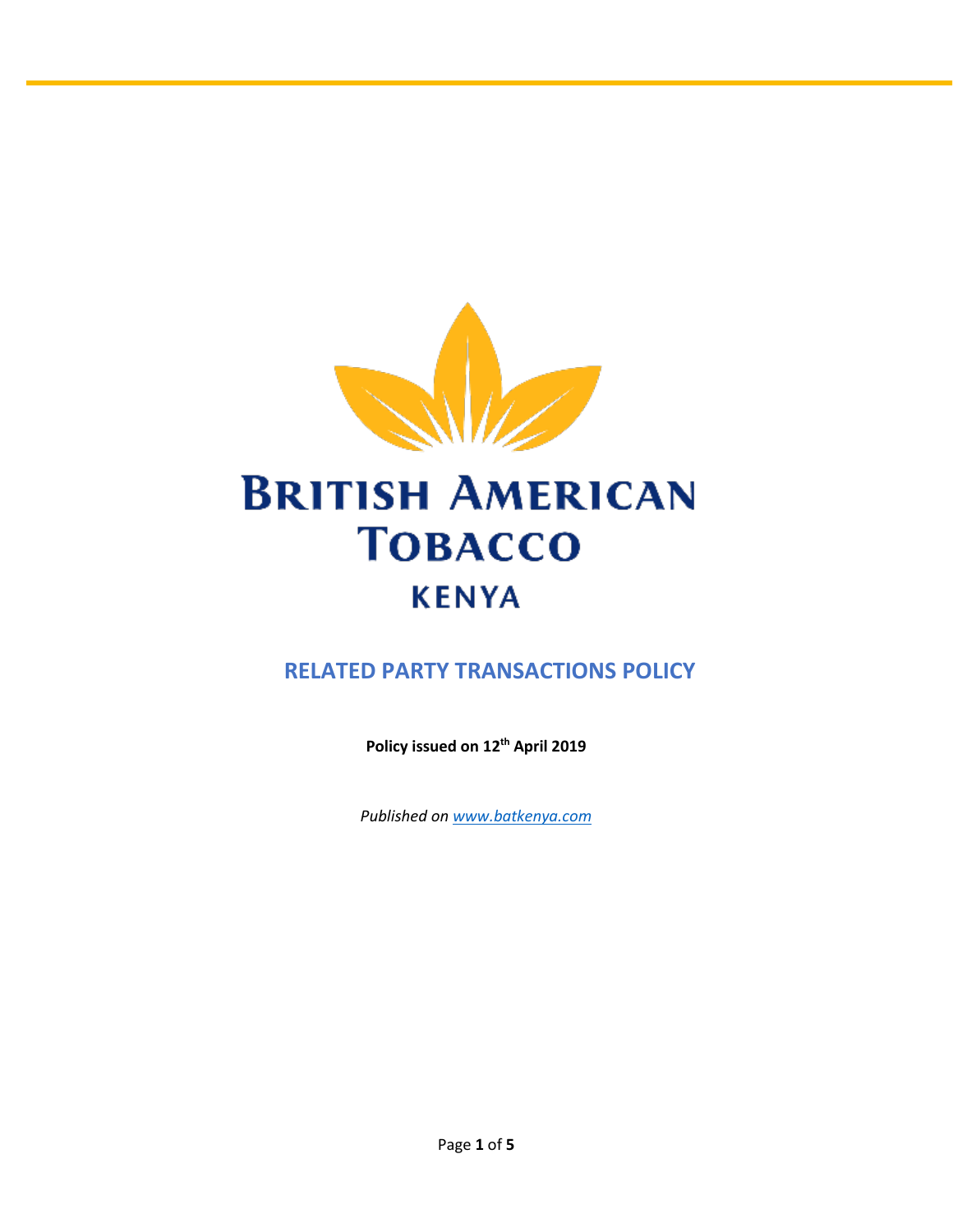BRITISH AMERICAN TOBACCO

KENYA

# RELATED PARTY TRANSACTIONS POLICY

**Policy issued on 12th April 2019**

*Published on www.batkenya.com*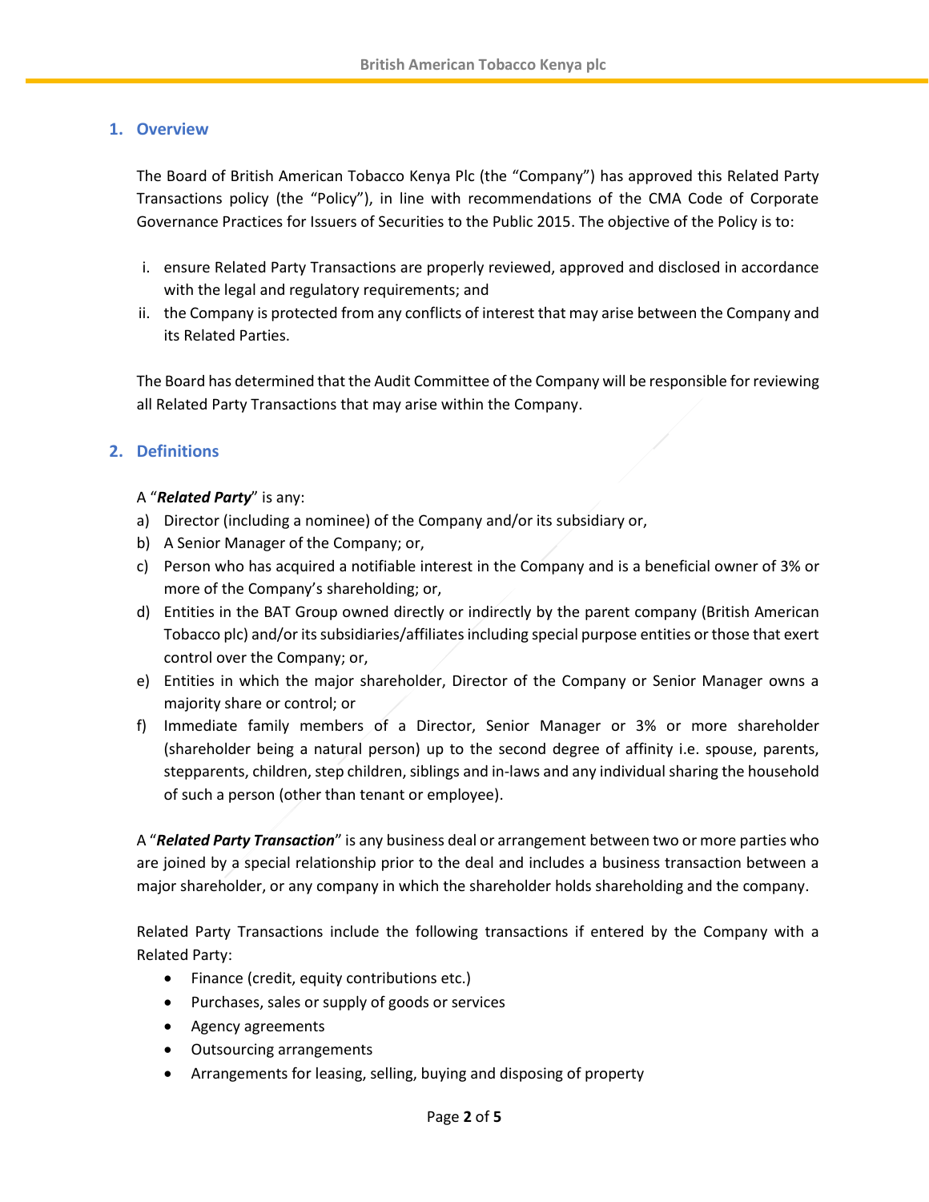## 1. Overview

The Board of British American Tobacco Kenya Plc (the "Company") has approved this Related Party Transactions policy (the "Policy"), in line with recommendations of the CMA Code of Corporate Governance Practices for Issuers of Securities to the Public 2015. The objective of the Policy is to:

i. ensure Related Party Transactions are properly reviewed, approved and disclosed in accordance with the legal and regulatory requirements; and
ii. the Company is protected from any conflicts of interest that may arise between the Company and its Related Parties.

The Board has determined that the Audit Committee of the Company will be responsible for reviewing all Related Party Transactions that may arise within the Company.

## 2. Definitions

A "***Related Party***" is any:

a) Director (including a nominee) of the Company and/or its subsidiary or,
b) A Senior Manager of the Company; or,
c) Person who has acquired a notifiable interest in the Company and is a beneficial owner of 3% or more of the Company's shareholding; or,
d) Entities in the BAT Group owned directly or indirectly by the parent company (British American Tobacco plc) and/or its subsidiaries/affiliates including special purpose entities or those that exert control over the Company; or,
e) Entities in which the major shareholder, Director of the Company or Senior Manager owns a majority share or control; or
f) Immediate family members of a Director, Senior Manager or 3% or more shareholder (shareholder being a natural person) up to the second degree of affinity i.e. spouse, parents, stepparents, children, step children, siblings and in-laws and any individual sharing the household of such a person (other than tenant or employee).

A "***Related Party Transaction***" is any business deal or arrangement between two or more parties who are joined by a special relationship prior to the deal and includes a business transaction between a major shareholder, or any company in which the shareholder holds shareholding and the company.

Related Party Transactions include the following transactions if entered by the Company with a Related Party:

- Finance (credit, equity contributions etc.)
- Purchases, sales or supply of goods or services
- Agency agreements
- Outsourcing arrangements
- Arrangements for leasing, selling, buying and disposing of property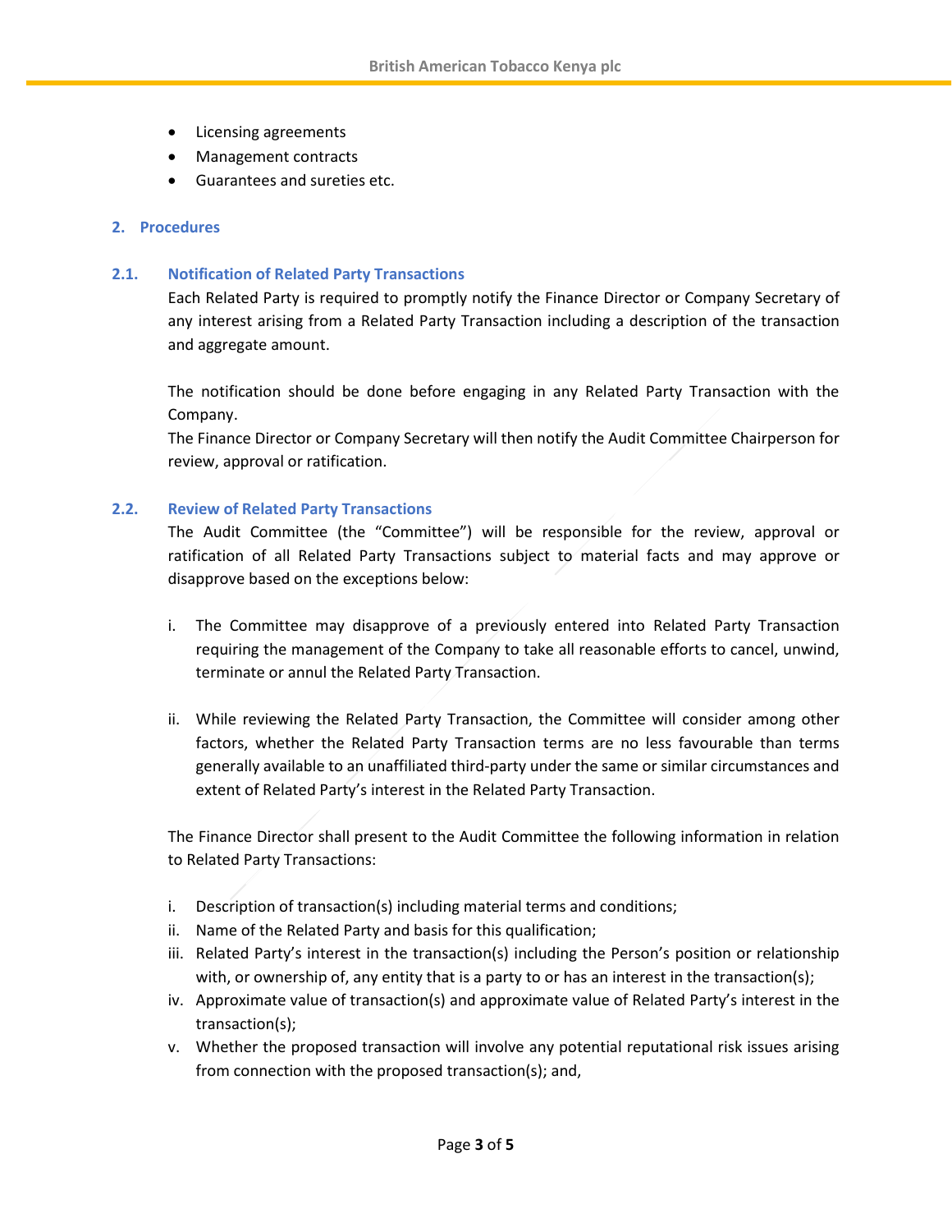- Licensing agreements
- Management contracts
- Guarantees and sureties etc.

## 2. Procedures

### 2.1. Notification of Related Party Transactions

Each Related Party is required to promptly notify the Finance Director or Company Secretary of any interest arising from a Related Party Transaction including a description of the transaction and aggregate amount.

The notification should be done before engaging in any Related Party Transaction with the Company.
The Finance Director or Company Secretary will then notify the Audit Committee Chairperson for review, approval or ratification.

### 2.2. Review of Related Party Transactions

The Audit Committee (the "Committee") will be responsible for the review, approval or ratification of all Related Party Transactions subject to material facts and may approve or disapprove based on the exceptions below:

i. The Committee may disapprove of a previously entered into Related Party Transaction requiring the management of the Company to take all reasonable efforts to cancel, unwind, terminate or annul the Related Party Transaction.

ii. While reviewing the Related Party Transaction, the Committee will consider among other factors, whether the Related Party Transaction terms are no less favourable than terms generally available to an unaffiliated third-party under the same or similar circumstances and extent of Related Party's interest in the Related Party Transaction.

The Finance Director shall present to the Audit Committee the following information in relation to Related Party Transactions:

i. Description of transaction(s) including material terms and conditions;
ii. Name of the Related Party and basis for this qualification;
iii. Related Party's interest in the transaction(s) including the Person's position or relationship with, or ownership of, any entity that is a party to or has an interest in the transaction(s);
iv. Approximate value of transaction(s) and approximate value of Related Party's interest in the transaction(s);
v. Whether the proposed transaction will involve any potential reputational risk issues arising from connection with the proposed transaction(s); and,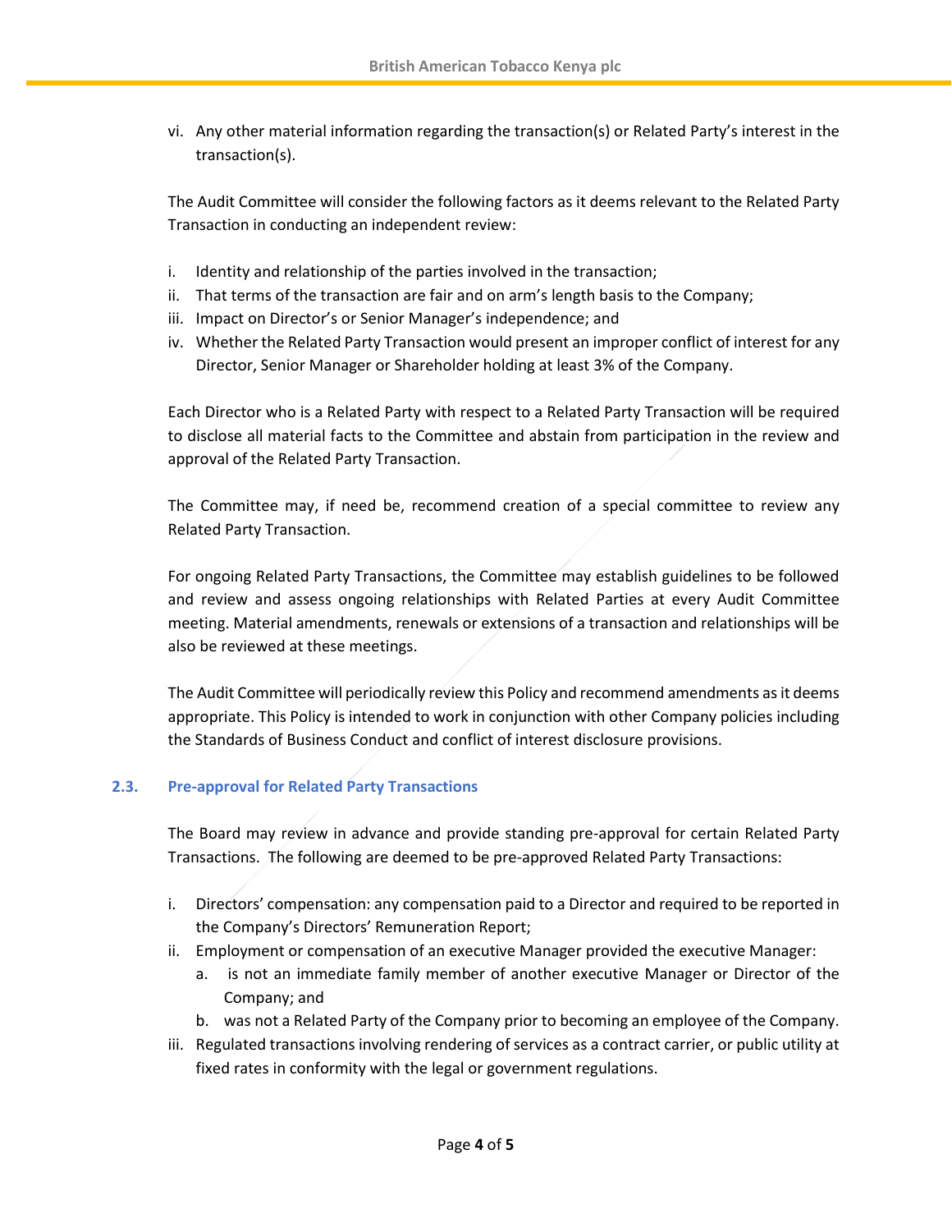vi. Any other material information regarding the transaction(s) or Related Party's interest in the transaction(s).

The Audit Committee will consider the following factors as it deems relevant to the Related Party Transaction in conducting an independent review:

i. Identity and relationship of the parties involved in the transaction;
ii. That terms of the transaction are fair and on arm's length basis to the Company;
iii. Impact on Director's or Senior Manager's independence; and
iv. Whether the Related Party Transaction would present an improper conflict of interest for any Director, Senior Manager or Shareholder holding at least 3% of the Company.

Each Director who is a Related Party with respect to a Related Party Transaction will be required to disclose all material facts to the Committee and abstain from participation in the review and approval of the Related Party Transaction.

The Committee may, if need be, recommend creation of a special committee to review any Related Party Transaction.

For ongoing Related Party Transactions, the Committee may establish guidelines to be followed and review and assess ongoing relationships with Related Parties at every Audit Committee meeting. Material amendments, renewals or extensions of a transaction and relationships will be also be reviewed at these meetings.

The Audit Committee will periodically review this Policy and recommend amendments as it deems appropriate. This Policy is intended to work in conjunction with other Company policies including the Standards of Business Conduct and conflict of interest disclosure provisions.

### 2.3. Pre-approval for Related Party Transactions

The Board may review in advance and provide standing pre-approval for certain Related Party Transactions. The following are deemed to be pre-approved Related Party Transactions:

i. Directors' compensation: any compensation paid to a Director and required to be reported in the Company's Directors' Remuneration Report;
ii. Employment or compensation of an executive Manager provided the executive Manager:
    a. is not an immediate family member of another executive Manager or Director of the Company; and
    b. was not a Related Party of the Company prior to becoming an employee of the Company.
iii. Regulated transactions involving rendering of services as a contract carrier, or public utility at fixed rates in conformity with the legal or government regulations.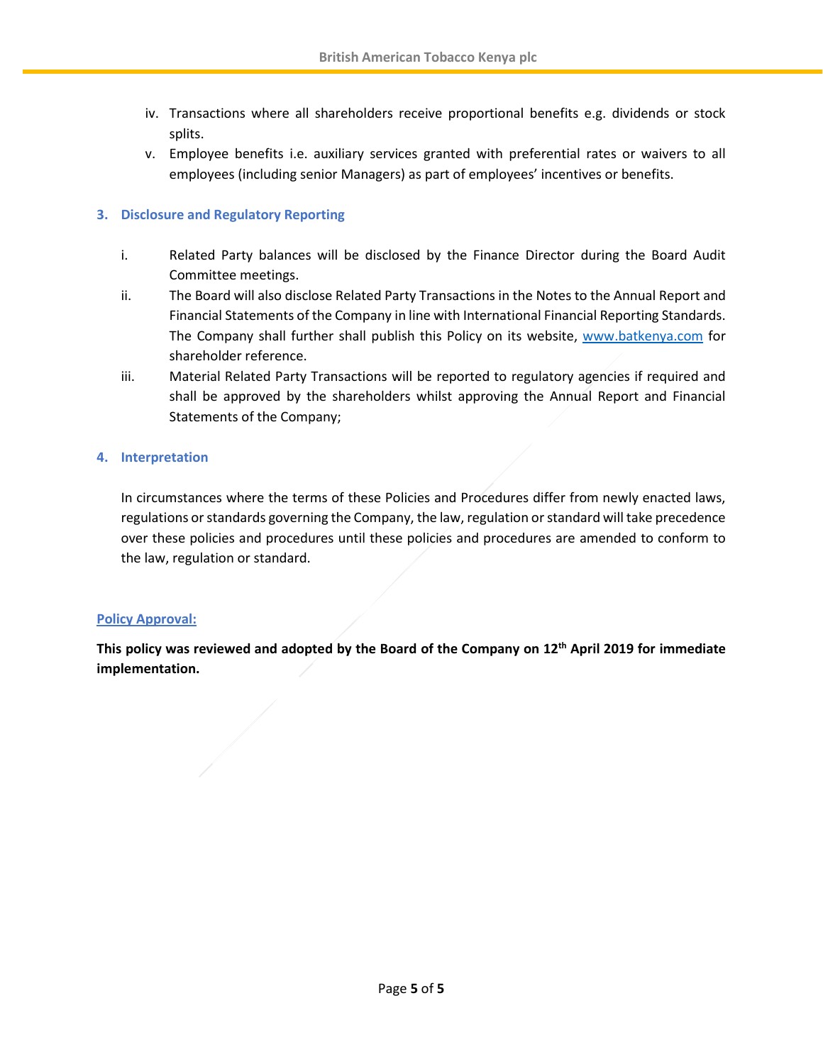iv. Transactions where all shareholders receive proportional benefits e.g. dividends or stock splits.

v. Employee benefits i.e. auxiliary services granted with preferential rates or waivers to all employees (including senior Managers) as part of employees' incentives or benefits.

## 3. Disclosure and Regulatory Reporting

i. Related Party balances will be disclosed by the Finance Director during the Board Audit Committee meetings.

ii. The Board will also disclose Related Party Transactions in the Notes to the Annual Report and Financial Statements of the Company in line with International Financial Reporting Standards. The Company shall further shall publish this Policy on its website, [www.batkenya.com](www.batkenya.com) for shareholder reference.

iii. Material Related Party Transactions will be reported to regulatory agencies if required and shall be approved by the shareholders whilst approving the Annual Report and Financial Statements of the Company;

## 4. Interpretation

In circumstances where the terms of these Policies and Procedures differ from newly enacted laws, regulations or standards governing the Company, the law, regulation or standard will take precedence over these policies and procedures until these policies and procedures are amended to conform to the law, regulation or standard.

**Policy Approval:**

**This policy was reviewed and adopted by the Board of the Company on 12th April 2019 for immediate implementation.**